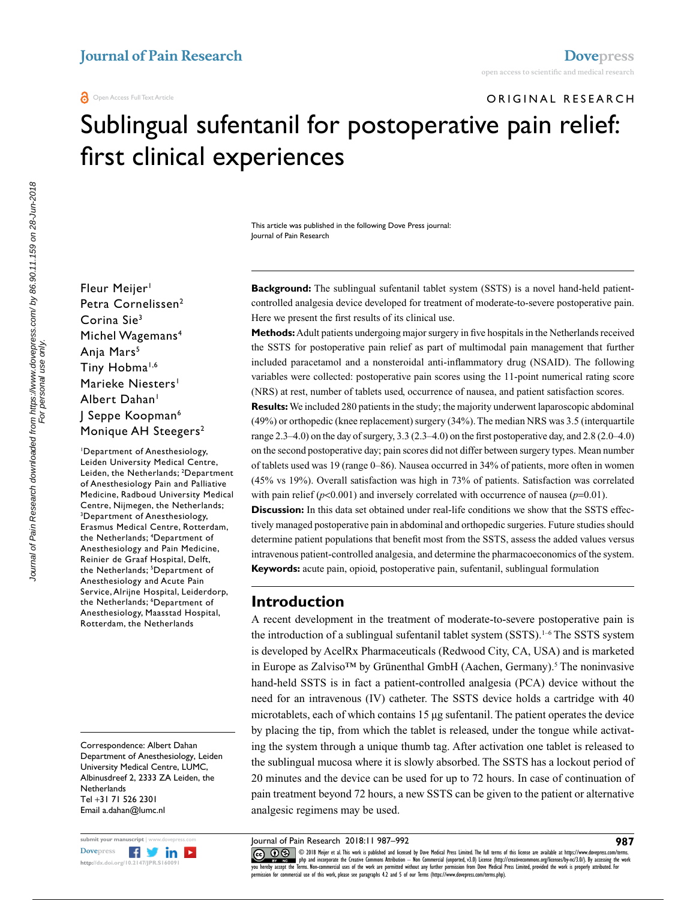ORIGINAL RESEARCH

# Sublingual sufentanil for postoperative pain relief: first clinical experiences

This article was published in the following Dove Press journal:
Journal of Pain Research

Fleur Meijer[1]
Petra Cornelissen[2]
Corina Sie[3]
Michel Wagemans[4]
Anja Mars[5]
Tiny Hobma[1,6]
Marieke Niesters[1]
Albert Dahan[1]
J Seppe Koopman[6]
Monique AH Steegers[2]

[1]Department of Anesthesiology, Leiden University Medical Centre, Leiden, the Netherlands; [2]Department of Anesthesiology Pain and Palliative Medicine, Radboud University Medical Centre, Nijmegen, the Netherlands; [3]Department of Anesthesiology, Erasmus Medical Centre, Rotterdam, the Netherlands; [4]Department of Anesthesiology and Pain Medicine, Reinier de Graaf Hospital, Delft, the Netherlands; [5]Department of Anesthesiology and Acute Pain Service, Alrijne Hospital, Leiderdorp, the Netherlands; [6]Department of Anesthesiology, Maasstad Hospital, Rotterdam, the Netherlands

Correspondence: Albert Dahan
Department of Anesthesiology, Leiden University Medical Centre, LUMC, Albinusdreef 2, 2333 ZA Leiden, the Netherlands
Tel +31 71 526 2301
Email a.dahan@lumc.nl

**Background:** The sublingual sufentanil tablet system (SSTS) is a novel hand-held patient-controlled analgesia device developed for treatment of moderate-to-severe postoperative pain. Here we present the first results of its clinical use.

**Methods:** Adult patients undergoing major surgery in five hospitals in the Netherlands received the SSTS for postoperative pain relief as part of multimodal pain management that further included paracetamol and a nonsteroidal anti-inflammatory drug (NSAID). The following variables were collected: postoperative pain scores using the 11-point numerical rating score (NRS) at rest, number of tablets used, occurrence of nausea, and patient satisfaction scores.

**Results:** We included 280 patients in the study; the majority underwent laparoscopic abdominal (49%) or orthopedic (knee replacement) surgery (34%). The median NRS was 3.5 (interquartile range 2.3–4.0) on the day of surgery, 3.3 (2.3–4.0) on the first postoperative day, and 2.8 (2.0–4.0) on the second postoperative day; pain scores did not differ between surgery types. Mean number of tablets used was 19 (range 0–86). Nausea occurred in 34% of patients, more often in women (45% vs 19%). Overall satisfaction was high in 73% of patients. Satisfaction was correlated with pain relief ($p<0.001$) and inversely correlated with occurrence of nausea ($p=0.01$).

**Discussion:** In this data set obtained under real-life conditions we show that the SSTS effectively managed postoperative pain in abdominal and orthopedic surgeries. Future studies should determine patient populations that benefit most from the SSTS, assess the added values versus intravenous patient-controlled analgesia, and determine the pharmacoeconomics of the system.

**Keywords:** acute pain, opioid, postoperative pain, sufentanil, sublingual formulation

## Introduction

A recent development in the treatment of moderate-to-severe postoperative pain is the introduction of a sublingual sufentanil tablet system (SSTS).[1–6] The SSTS system is developed by AcelRx Pharmaceuticals (Redwood City, CA, USA) and is marketed in Europe as Zalviso™ by Grünenthal GmbH (Aachen, Germany).[5] The noninvasive hand-held SSTS is in fact a patient-controlled analgesia (PCA) device without the need for an intravenous (IV) catheter. The SSTS device holds a cartridge with 40 microtablets, each of which contains 15 µg sufentanil. The patient operates the device by placing the tip, from which the tablet is released, under the tongue while activating the system through a unique thumb tag. After activation one tablet is released to the sublingual mucosa where it is slowly absorbed. The SSTS has a lockout period of 20 minutes and the device can be used for up to 72 hours. In case of continuation of pain treatment beyond 72 hours, a new SSTS can be given to the patient or alternative analgesic regimens may be used.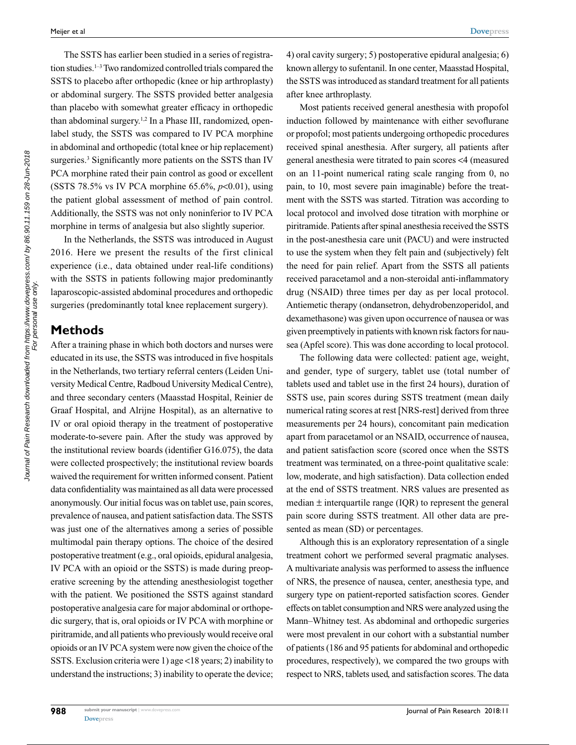The SSTS has earlier been studied in a series of registration studies.[1–3] Two randomized controlled trials compared the SSTS to placebo after orthopedic (knee or hip arthroplasty) or abdominal surgery. The SSTS provided better analgesia than placebo with somewhat greater efficacy in orthopedic than abdominal surgery.[1,2] In a Phase III, randomized, open-label study, the SSTS was compared to IV PCA morphine in abdominal and orthopedic (total knee or hip replacement) surgeries.[3] Significantly more patients on the SSTS than IV PCA morphine rated their pain control as good or excellent (SSTS 78.5% vs IV PCA morphine 65.6%, $p<0.01$), using the patient global assessment of method of pain control. Additionally, the SSTS was not only noninferior to IV PCA morphine in terms of analgesia but also slightly superior.

In the Netherlands, the SSTS was introduced in August 2016. Here we present the results of the first clinical experience (i.e., data obtained under real-life conditions) with the SSTS in patients following major predominantly laparoscopic-assisted abdominal procedures and orthopedic surgeries (predominantly total knee replacement surgery).

## Methods

After a training phase in which both doctors and nurses were educated in its use, the SSTS was introduced in five hospitals in the Netherlands, two tertiary referral centers (Leiden University Medical Centre, Radboud University Medical Centre), and three secondary centers (Maasstad Hospital, Reinier de Graaf Hospital, and Alrijne Hospital), as an alternative to IV or oral opioid therapy in the treatment of postoperative moderate-to-severe pain. After the study was approved by the institutional review boards (identifier G16.075), the data were collected prospectively; the institutional review boards waived the requirement for written informed consent. Patient data confidentiality was maintained as all data were processed anonymously. Our initial focus was on tablet use, pain scores, prevalence of nausea, and patient satisfaction data. The SSTS was just one of the alternatives among a series of possible multimodal pain therapy options. The choice of the desired postoperative treatment (e.g., oral opioids, epidural analgesia, IV PCA with an opioid or the SSTS) is made during preoperative screening by the attending anesthesiologist together with the patient. We positioned the SSTS against standard postoperative analgesia care for major abdominal or orthopedic surgery, that is, oral opioids or IV PCA with morphine or piritramide, and all patients who previously would receive oral opioids or an IV PCA system were now given the choice of the SSTS. Exclusion criteria were 1) age <18 years; 2) inability to understand the instructions; 3) inability to operate the device; 4) oral cavity surgery; 5) postoperative epidural analgesia; 6) known allergy to sufentanil. In one center, Maasstad Hospital, the SSTS was introduced as standard treatment for all patients after knee arthroplasty.

Most patients received general anesthesia with propofol induction followed by maintenance with either sevoflurane or propofol; most patients undergoing orthopedic procedures received spinal anesthesia. After surgery, all patients after general anesthesia were titrated to pain scores <4 (measured on an 11-point numerical rating scale ranging from 0, no pain, to 10, most severe pain imaginable) before the treatment with the SSTS was started. Titration was according to local protocol and involved dose titration with morphine or piritramide. Patients after spinal anesthesia received the SSTS in the post-anesthesia care unit (PACU) and were instructed to use the system when they felt pain and (subjectively) felt the need for pain relief. Apart from the SSTS all patients received paracetamol and a non-steroidal anti-inflammatory drug (NSAID) three times per day as per local protocol. Antiemetic therapy (ondansetron, dehydrobenzoperidol, and dexamethasone) was given upon occurrence of nausea or was given preemptively in patients with known risk factors for nausea (Apfel score). This was done according to local protocol.

The following data were collected: patient age, weight, and gender, type of surgery, tablet use (total number of tablets used and tablet use in the first 24 hours), duration of SSTS use, pain scores during SSTS treatment (mean daily numerical rating scores at rest [NRS-rest] derived from three measurements per 24 hours), concomitant pain medication apart from paracetamol or an NSAID, occurrence of nausea, and patient satisfaction score (scored once when the SSTS treatment was terminated, on a three-point qualitative scale: low, moderate, and high satisfaction). Data collection ended at the end of SSTS treatment. NRS values are presented as median ± interquartile range (IQR) to represent the general pain score during SSTS treatment. All other data are presented as mean (SD) or percentages.

Although this is an exploratory representation of a single treatment cohort we performed several pragmatic analyses. A multivariate analysis was performed to assess the influence of NRS, the presence of nausea, center, anesthesia type, and surgery type on patient-reported satisfaction scores. Gender effects on tablet consumption and NRS were analyzed using the Mann–Whitney test. As abdominal and orthopedic surgeries were most prevalent in our cohort with a substantial number of patients (186 and 95 patients for abdominal and orthopedic procedures, respectively), we compared the two groups with respect to NRS, tablets used, and satisfaction scores. The data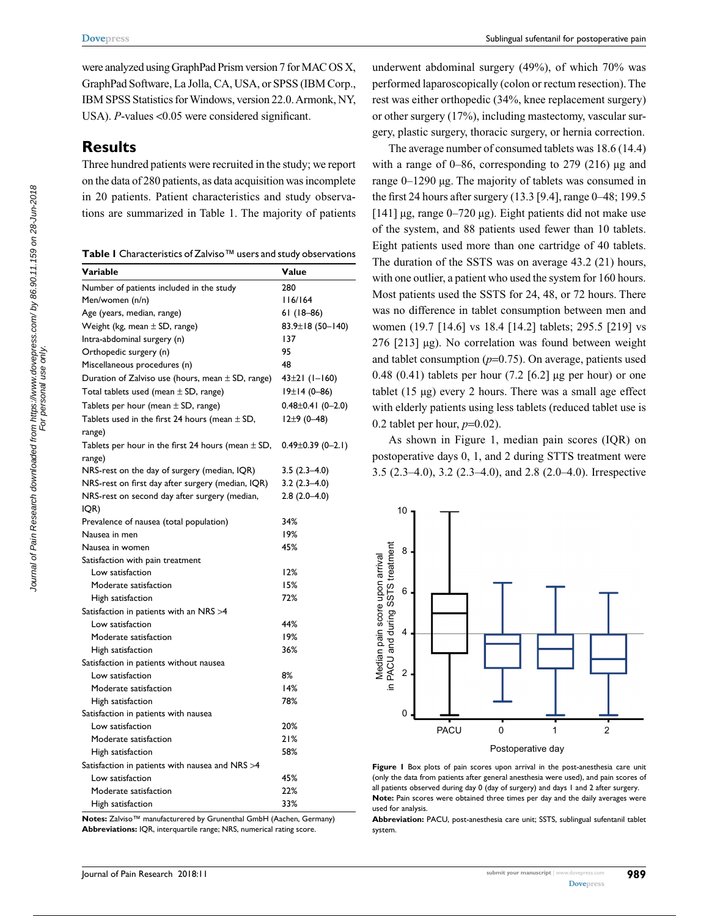were analyzed using GraphPad Prism version 7 for MAC OS X, GraphPad Software, La Jolla, CA, USA, or SPSS (IBM Corp., IBM SPSS Statistics for Windows, version 22.0. Armonk, NY, USA). *P*-values <0.05 were considered significant.

## Results

Three hundred patients were recruited in the study; we report on the data of 280 patients, as data acquisition was incomplete in 20 patients. Patient characteristics and study observations are summarized in Table 1. The majority of patients underwent abdominal surgery (49%), of which 70% was performed laparoscopically (colon or rectum resection). The rest was either orthopedic (34%, knee replacement surgery) or other surgery (17%), including mastectomy, vascular surgery, plastic surgery, thoracic surgery, or hernia correction.

**Table 1** Characteristics of Zalviso™ users and study observations

| Variable | Value |
|---|---|
| Number of patients included in the study | 280 |
| Men/women (n/n) | 116/164 |
| Age (years, median, range) | 61 (18–86) |
| Weight (kg, mean ± SD, range) | 83.9±18 (50–140) |
| Intra-abdominal surgery (n) | 137 |
| Orthopedic surgery (n) | 95 |
| Miscellaneous procedures (n) | 48 |
| Duration of Zalviso use (hours, mean ± SD, range) | 43±21 (1–160) |
| Total tablets used (mean ± SD, range) | 19±14 (0–86) |
| Tablets per hour (mean ± SD, range) | 0.48±0.41 (0–2.0) |
| Tablets used in the first 24 hours (mean ± SD, range) | 12±9 (0–48) |
| Tablets per hour in the first 24 hours (mean ± SD, range) | 0.49±0.39 (0–2.1) |
| NRS-rest on the day of surgery (median, IQR) | 3.5 (2.3–4.0) |
| NRS-rest on first day after surgery (median, IQR) | 3.2 (2.3–4.0) |
| NRS-rest on second day after surgery (median, IQR) | 2.8 (2.0–4.0) |
| Prevalence of nausea (total population) | 34% |
| Nausea in men | 19% |
| Nausea in women | 45% |
| Satisfaction with pain treatment | |
| Low satisfaction | 12% |
| Moderate satisfaction | 15% |
| High satisfaction | 72% |
| Satisfaction in patients with an NRS >4 | |
| Low satisfaction | 44% |
| Moderate satisfaction | 19% |
| High satisfaction | 36% |
| Satisfaction in patients without nausea | |
| Low satisfaction | 8% |
| Moderate satisfaction | 14% |
| High satisfaction | 78% |
| Satisfaction in patients with nausea | |
| Low satisfaction | 20% |
| Moderate satisfaction | 21% |
| High satisfaction | 58% |
| Satisfaction in patients with nausea and NRS >4 | |
| Low satisfaction | 45% |
| Moderate satisfaction | 22% |
| High satisfaction | 33% |

**Notes:** Zalviso™ manufacturered by Grunenthal GmbH (Aachen, Germany)
**Abbreviations:** IQR, interquartile range; NRS, numerical rating score.

The average number of consumed tablets was 18.6 (14.4) with a range of 0–86, corresponding to 279 (216) µg and range 0–1290 µg. The majority of tablets was consumed in the first 24 hours after surgery (13.3 [9.4], range 0–48; 199.5 [141] µg, range 0–720 µg). Eight patients did not make use of the system, and 88 patients used fewer than 10 tablets. Eight patients used more than one cartridge of 40 tablets. The duration of the SSTS was on average 43.2 (21) hours, with one outlier, a patient who used the system for 160 hours. Most patients used the SSTS for 24, 48, or 72 hours. There was no difference in tablet consumption between men and women (19.7 [14.6] vs 18.4 [14.2] tablets; 295.5 [219] vs 276 [213] µg). No correlation was found between weight and tablet consumption ($p$=0.75). On average, patients used 0.48 (0.41) tablets per hour (7.2 [6.2] µg per hour) or one tablet (15 µg) every 2 hours. There was a small age effect with elderly patients using less tablets (reduced tablet use is 0.2 tablet per hour, $p$=0.02).

As shown in Figure 1, median pain scores (IQR) on postoperative days 0, 1, and 2 during STTS treatment were 3.5 (2.3–4.0), 3.2 (2.3–4.0), and 2.8 (2.0–4.0). Irrespective

**Figure 1** Box plots of pain scores upon arrival in the post-anesthesia care unit (only the data from patients after general anesthesia were used), and pain scores of all patients observed during day 0 (day of surgery) and days 1 and 2 after surgery.
**Note:** Pain scores were obtained three times per day and the daily averages were used for analysis.
**Abbreviation:** PACU, post-anesthesia care unit; SSTS, sublingual sufentanil tablet system.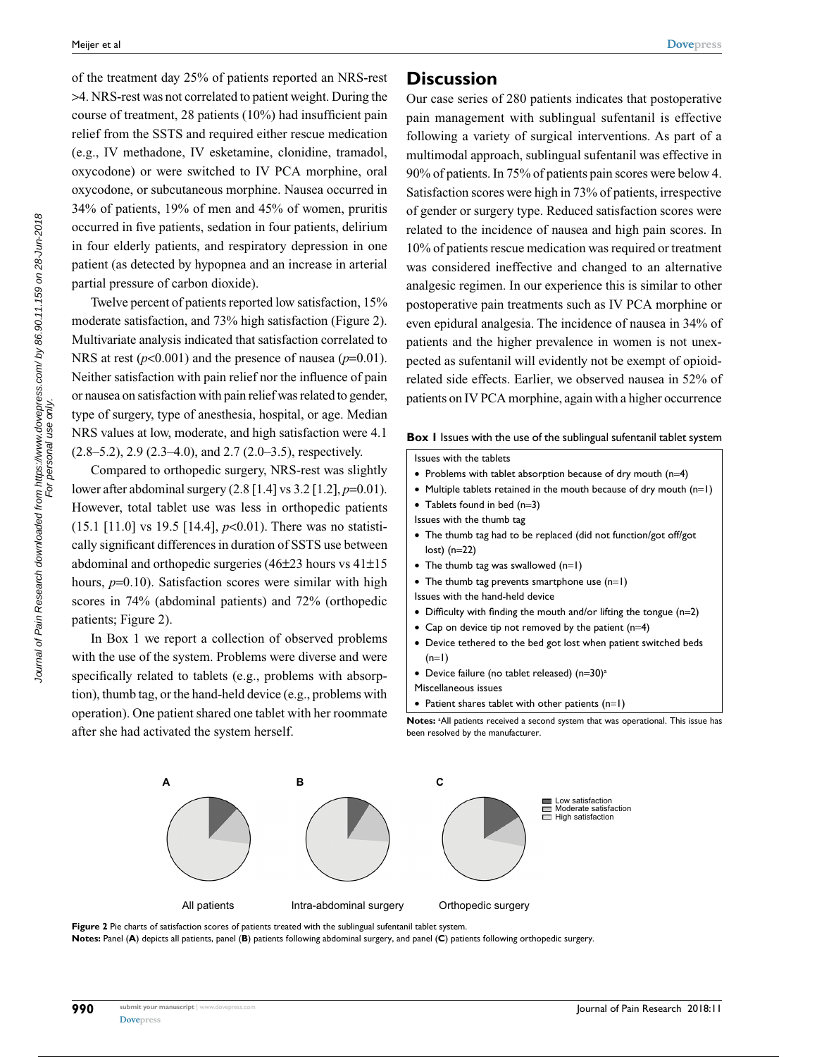of the treatment day 25% of patients reported an NRS-rest >4. NRS-rest was not correlated to patient weight. During the course of treatment, 28 patients (10%) had insufficient pain relief from the SSTS and required either rescue medication (e.g., IV methadone, IV esketamine, clonidine, tramadol, oxycodone) or were switched to IV PCA morphine, oral oxycodone, or subcutaneous morphine. Nausea occurred in 34% of patients, 19% of men and 45% of women, pruritis occurred in five patients, sedation in four patients, delirium in four elderly patients, and respiratory depression in one patient (as detected by hypopnea and an increase in arterial partial pressure of carbon dioxide).

Twelve percent of patients reported low satisfaction, 15% moderate satisfaction, and 73% high satisfaction (Figure 2). Multivariate analysis indicated that satisfaction correlated to NRS at rest ($p$<0.001) and the presence of nausea ($p$=0.01). Neither satisfaction with pain relief nor the influence of pain or nausea on satisfaction with pain relief was related to gender, type of surgery, type of anesthesia, hospital, or age. Median NRS values at low, moderate, and high satisfaction were 4.1 (2.8–5.2), 2.9 (2.3–4.0), and 2.7 (2.0–3.5), respectively.

Compared to orthopedic surgery, NRS-rest was slightly lower after abdominal surgery (2.8 [1.4] vs 3.2 [1.2], $p$=0.01). However, total tablet use was less in orthopedic patients (15.1 [11.0] vs 19.5 [14.4], $p$<0.01). There was no statistically significant differences in duration of SSTS use between abdominal and orthopedic surgeries (46±23 hours vs 41±15 hours, $p$=0.10). Satisfaction scores were similar with high scores in 74% (abdominal patients) and 72% (orthopedic patients; Figure 2).

In Box 1 we report a collection of observed problems with the use of the system. Problems were diverse and were specifically related to tablets (e.g., problems with absorption), thumb tag, or the hand-held device (e.g., problems with operation). One patient shared one tablet with her roommate after she had activated the system herself.

## Discussion

Our case series of 280 patients indicates that postoperative pain management with sublingual sufentanil is effective following a variety of surgical interventions. As part of a multimodal approach, sublingual sufentanil was effective in 90% of patients. In 75% of patients pain scores were below 4. Satisfaction scores were high in 73% of patients, irrespective of gender or surgery type. Reduced satisfaction scores were related to the incidence of nausea and high pain scores. In 10% of patients rescue medication was required or treatment was considered ineffective and changed to an alternative analgesic regimen. In our experience this is similar to other postoperative pain treatments such as IV PCA morphine or even epidural analgesia. The incidence of nausea in 34% of patients and the higher prevalence in women is not unexpected as sufentanil will evidently not be exempt of opioid-related side effects. Earlier, we observed nausea in 52% of patients on IV PCA morphine, again with a higher occurrence

**Box 1** Issues with the use of the sublingual sufentanil tablet system

Issues with the tablets
- Problems with tablet absorption because of dry mouth (n=4)
- Multiple tablets retained in the mouth because of dry mouth (n=1)
- Tablets found in bed (n=3)

Issues with the thumb tag
- The thumb tag had to be replaced (did not function/got off/got lost) (n=22)
- The thumb tag was swallowed (n=1)
- The thumb tag prevents smartphone use (n=1)

Issues with the hand-held device
- Difficulty with finding the mouth and/or lifting the tongue (n=2)
- Cap on device tip not removed by the patient (n=4)
- Device tethered to the bed got lost when patient switched beds (n=1)
- Device failure (no tablet released) (n=30)[a]

Miscellaneous issues
- Patient shares tablet with other patients (n=1)

**Notes:** [a]All patients received a second system that was operational. This issue has been resolved by the manufacturer.

**Figure 2** Pie charts of satisfaction scores of patients treated with the sublingual sufentanil tablet system.
**Notes:** Panel (**A**) depicts all patients, panel (**B**) patients following abdominal surgery, and panel (**C**) patients following orthopedic surgery.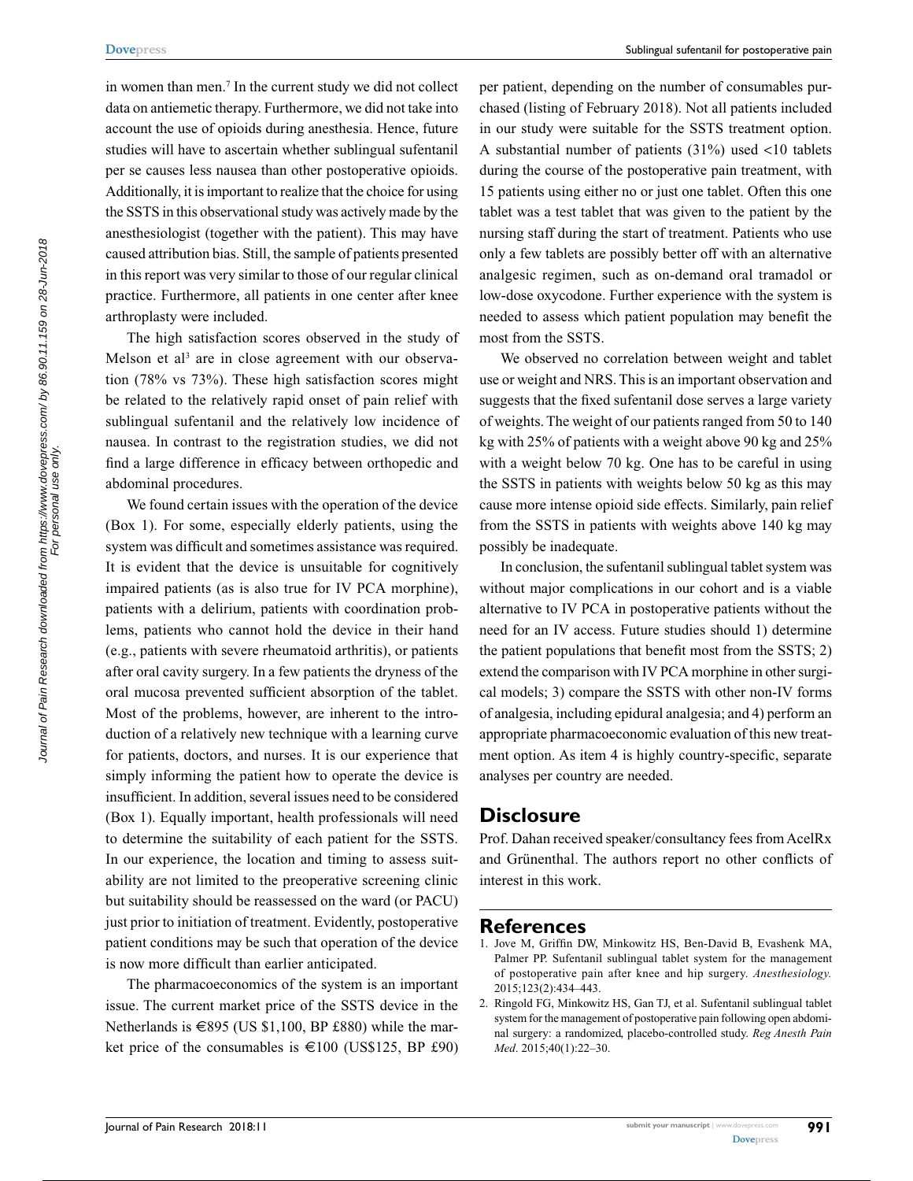in women than men.[7] In the current study we did not collect data on antiemetic therapy. Furthermore, we did not take into account the use of opioids during anesthesia. Hence, future studies will have to ascertain whether sublingual sufentanil per se causes less nausea than other postoperative opioids. Additionally, it is important to realize that the choice for using the SSTS in this observational study was actively made by the anesthesiologist (together with the patient). This may have caused attribution bias. Still, the sample of patients presented in this report was very similar to those of our regular clinical practice. Furthermore, all patients in one center after knee arthroplasty were included.

The high satisfaction scores observed in the study of Melson et al[3] are in close agreement with our observation (78% vs 73%). These high satisfaction scores might be related to the relatively rapid onset of pain relief with sublingual sufentanil and the relatively low incidence of nausea. In contrast to the registration studies, we did not find a large difference in efficacy between orthopedic and abdominal procedures.

We found certain issues with the operation of the device (Box 1). For some, especially elderly patients, using the system was difficult and sometimes assistance was required. It is evident that the device is unsuitable for cognitively impaired patients (as is also true for IV PCA morphine), patients with a delirium, patients with coordination problems, patients who cannot hold the device in their hand (e.g., patients with severe rheumatoid arthritis), or patients after oral cavity surgery. In a few patients the dryness of the oral mucosa prevented sufficient absorption of the tablet. Most of the problems, however, are inherent to the introduction of a relatively new technique with a learning curve for patients, doctors, and nurses. It is our experience that simply informing the patient how to operate the device is insufficient. In addition, several issues need to be considered (Box 1). Equally important, health professionals will need to determine the suitability of each patient for the SSTS. In our experience, the location and timing to assess suitability are not limited to the preoperative screening clinic but suitability should be reassessed on the ward (or PACU) just prior to initiation of treatment. Evidently, postoperative patient conditions may be such that operation of the device is now more difficult than earlier anticipated.

The pharmacoeconomics of the system is an important issue. The current market price of the SSTS device in the Netherlands is €895 (US $1,100, BP £880) while the market price of the consumables is €100 (US$125, BP £90) per patient, depending on the number of consumables purchased (listing of February 2018). Not all patients included in our study were suitable for the SSTS treatment option. A substantial number of patients (31%) used <10 tablets during the course of the postoperative pain treatment, with 15 patients using either no or just one tablet. Often this one tablet was a test tablet that was given to the patient by the nursing staff during the start of treatment. Patients who use only a few tablets are possibly better off with an alternative analgesic regimen, such as on-demand oral tramadol or low-dose oxycodone. Further experience with the system is needed to assess which patient population may benefit the most from the SSTS.

We observed no correlation between weight and tablet use or weight and NRS. This is an important observation and suggests that the fixed sufentanil dose serves a large variety of weights. The weight of our patients ranged from 50 to 140 kg with 25% of patients with a weight above 90 kg and 25% with a weight below 70 kg. One has to be careful in using the SSTS in patients with weights below 50 kg as this may cause more intense opioid side effects. Similarly, pain relief from the SSTS in patients with weights above 140 kg may possibly be inadequate.

In conclusion, the sufentanil sublingual tablet system was without major complications in our cohort and is a viable alternative to IV PCA in postoperative patients without the need for an IV access. Future studies should 1) determine the patient populations that benefit most from the SSTS; 2) extend the comparison with IV PCA morphine in other surgical models; 3) compare the SSTS with other non-IV forms of analgesia, including epidural analgesia; and 4) perform an appropriate pharmacoeconomic evaluation of this new treatment option. As item 4 is highly country-specific, separate analyses per country are needed.

## Disclosure

Prof. Dahan received speaker/consultancy fees from AcelRx and Grünenthal. The authors report no other conflicts of interest in this work.

## References

1. Jove M, Griffin DW, Minkowitz HS, Ben-David B, Evashenk MA, Palmer PP. Sufentanil sublingual tablet system for the management of postoperative pain after knee and hip surgery. *Anesthesiology.* 2015;123(2):434–443.
2. Ringold FG, Minkowitz HS, Gan TJ, et al. Sufentanil sublingual tablet system for the management of postoperative pain following open abdominal surgery: a randomized, placebo-controlled study. *Reg Anesth Pain Med*. 2015;40(1):22–30.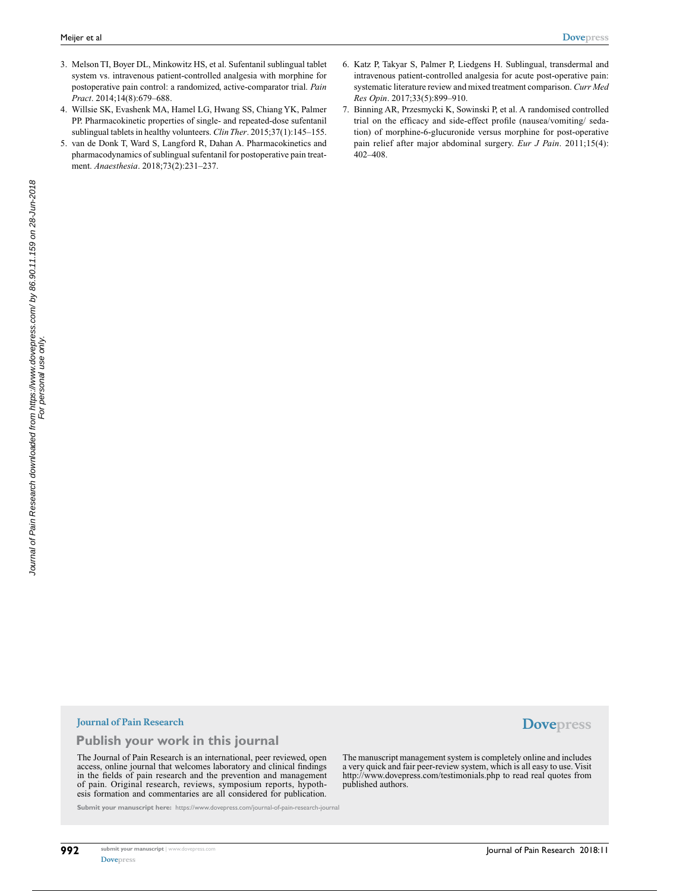3. Melson TI, Boyer DL, Minkowitz HS, et al. Sufentanil sublingual tablet system vs. intravenous patient-controlled analgesia with morphine for postoperative pain control: a randomized, active-comparator trial. *Pain Pract*. 2014;14(8):679–688.
4. Willsie SK, Evashenk MA, Hamel LG, Hwang SS, Chiang YK, Palmer PP. Pharmacokinetic properties of single- and repeated-dose sufentanil sublingual tablets in healthy volunteers. *Clin Ther*. 2015;37(1):145–155.
5. van de Donk T, Ward S, Langford R, Dahan A. Pharmacokinetics and pharmacodynamics of sublingual sufentanil for postoperative pain treatment. *Anaesthesia*. 2018;73(2):231–237.
6. Katz P, Takyar S, Palmer P, Liedgens H. Sublingual, transdermal and intravenous patient-controlled analgesia for acute post-operative pain: systematic literature review and mixed treatment comparison. *Curr Med Res Opin*. 2017;33(5):899–910.
7. Binning AR, Przesmycki K, Sowinski P, et al. A randomised controlled trial on the efficacy and side-effect profile (nausea/vomiting/ sedation) of morphine-6-glucuronide versus morphine for post-operative pain relief after major abdominal surgery. *Eur J Pain*. 2011;15(4): 402–408.

**Journal of Pain Research**

**Publish your work in this journal**

The Journal of Pain Research is an international, peer reviewed, open access, online journal that welcomes laboratory and clinical findings in the fields of pain research and the prevention and management of pain. Original research, reviews, symposium reports, hypothesis formation and commentaries are all considered for publication. The manuscript management system is completely online and includes a very quick and fair peer-review system, which is all easy to use. Visit http://www.dovepress.com/testimonials.php to read real quotes from published authors.

**Submit your manuscript here:** https://www.dovepress.com/journal-of-pain-research-journal